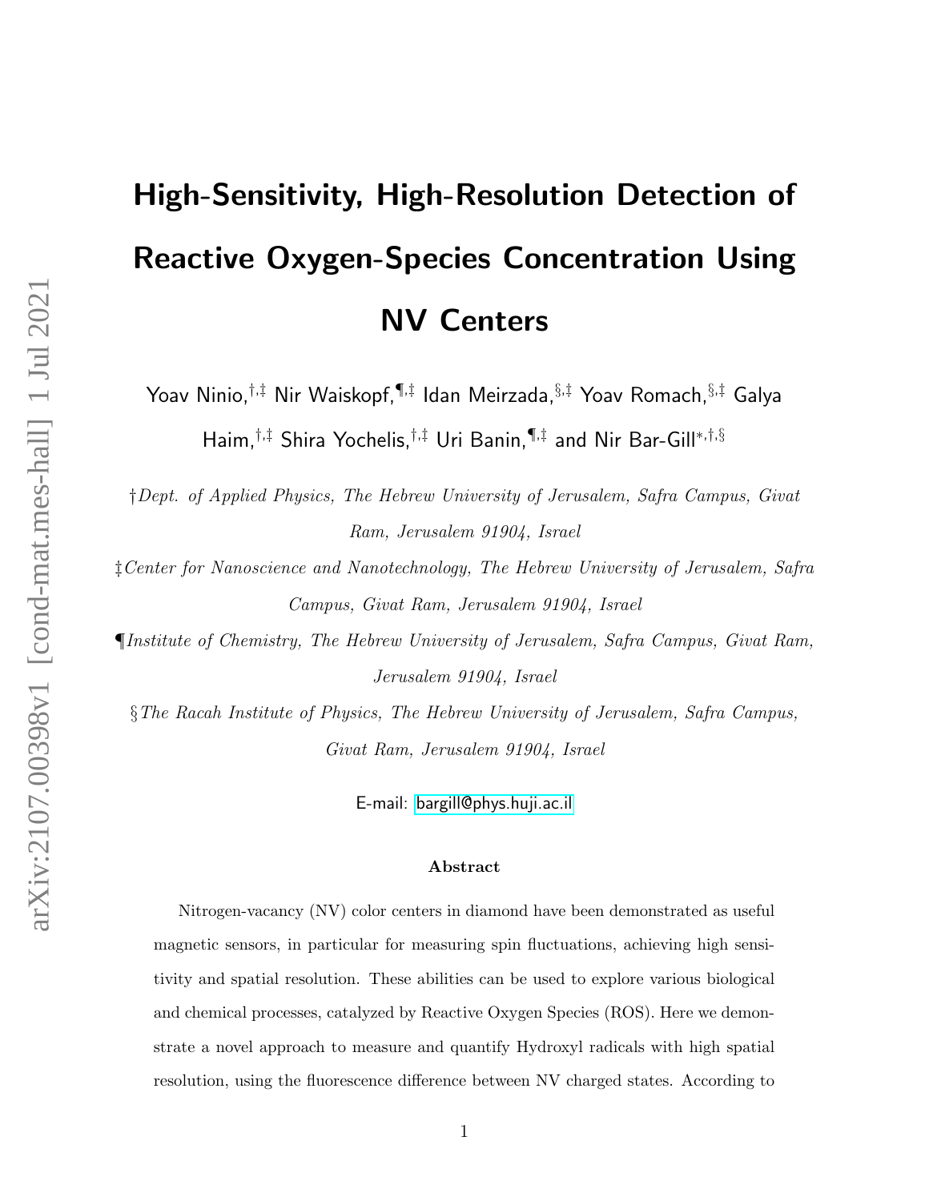# High-Sensitivity, High-Resolution Detection of Reactive Oxygen-Species Concentration Using NV Centers

Yoav Ninio,[†,‡] Nir Waiskopf,[¶,‡] Idan Meirzada,[§,‡] Yoav Romach,[§,‡] Galya Haim,[†,‡] Shira Yochelis,[†,‡] Uri Banin,[¶,‡] and Nir Bar-Gill[*,†,§]

†*Dept. of Applied Physics, The Hebrew University of Jerusalem, Safra Campus, Givat Ram, Jerusalem 91904, Israel*

‡*Center for Nanoscience and Nanotechnology, The Hebrew University of Jerusalem, Safra Campus, Givat Ram, Jerusalem 91904, Israel*

¶*Institute of Chemistry, The Hebrew University of Jerusalem, Safra Campus, Givat Ram, Jerusalem 91904, Israel*

§*The Racah Institute of Physics, The Hebrew University of Jerusalem, Safra Campus, Givat Ram, Jerusalem 91904, Israel*

E-mail: bargill@phys.huji.ac.il

### Abstract

Nitrogen-vacancy (NV) color centers in diamond have been demonstrated as useful magnetic sensors, in particular for measuring spin fluctuations, achieving high sensitivity and spatial resolution. These abilities can be used to explore various biological and chemical processes, catalyzed by Reactive Oxygen Species (ROS). Here we demonstrate a novel approach to measure and quantify Hydroxyl radicals with high spatial resolution, using the fluorescence difference between NV charged states. According to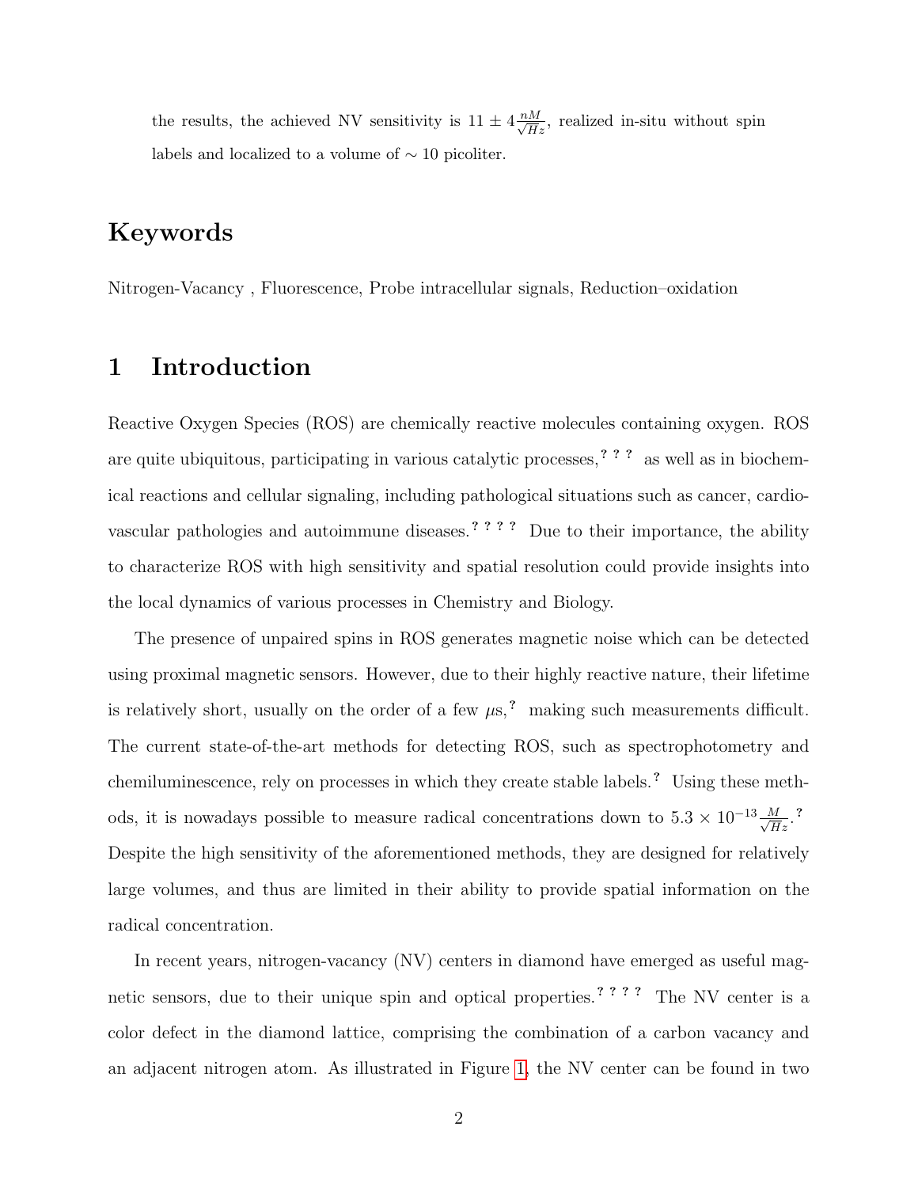the results, the achieved NV sensitivity is $11 \pm 4 \frac{nM}{\sqrt{Hz}}$, realized in-situ without spin labels and localized to a volume of $\sim 10$ picoliter.

## Keywords

Nitrogen-Vacancy , Fluorescence, Probe intracellular signals, Reduction–oxidation

## 1 Introduction

Reactive Oxygen Species (ROS) are chemically reactive molecules containing oxygen. ROS are quite ubiquitous, participating in various catalytic processes,[?,?,?] as well as in biochemical reactions and cellular signaling, including pathological situations such as cancer, cardiovascular pathologies and autoimmune diseases.[?,?,?,?] Due to their importance, the ability to characterize ROS with high sensitivity and spatial resolution could provide insights into the local dynamics of various processes in Chemistry and Biology.

The presence of unpaired spins in ROS generates magnetic noise which can be detected using proximal magnetic sensors. However, due to their highly reactive nature, their lifetime is relatively short, usually on the order of a few $\mu$s,[?] making such measurements difficult. The current state-of-the-art methods for detecting ROS, such as spectrophotometry and chemiluminescence, rely on processes in which they create stable labels.[?] Using these methods, it is nowadays possible to measure radical concentrations down to $5.3 \times 10^{-13} \frac{M}{\sqrt{Hz}}$.[?] Despite the high sensitivity of the aforementioned methods, they are designed for relatively large volumes, and thus are limited in their ability to provide spatial information on the radical concentration.

In recent years, nitrogen-vacancy (NV) centers in diamond have emerged as useful magnetic sensors, due to their unique spin and optical properties.[?,?,?,?] The NV center is a color defect in the diamond lattice, comprising the combination of a carbon vacancy and an adjacent nitrogen atom. As illustrated in Figure 1, the NV center can be found in two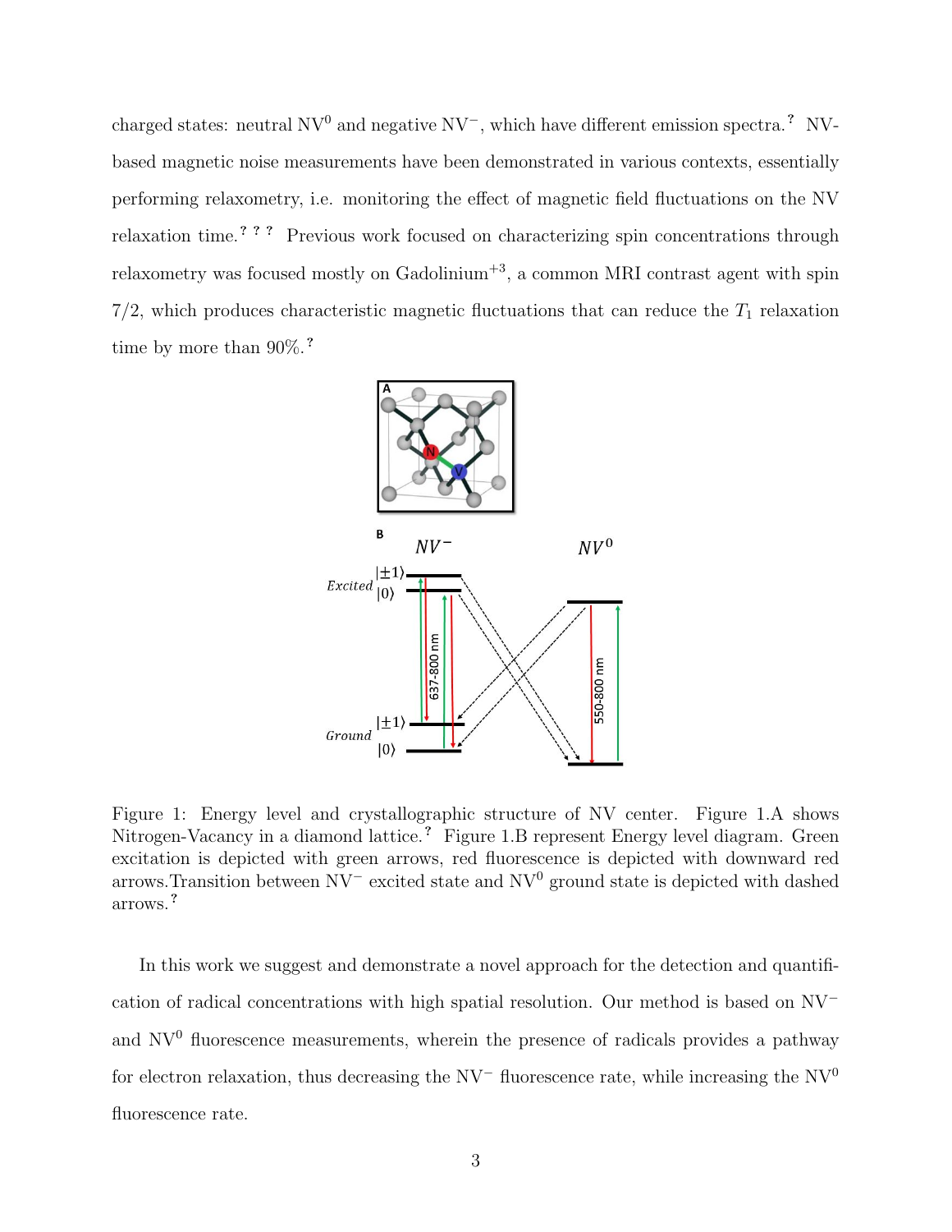charged states: neutral $NV^0$ and negative $NV^-$, which have different emission spectra.[?] NV-based magnetic noise measurements have been demonstrated in various contexts, essentially performing relaxometry, i.e. monitoring the effect of magnetic field fluctuations on the NV relaxation time.[? ? ?] Previous work focused on characterizing spin concentrations through relaxometry was focused mostly on Gadolinium$^{+3}$, a common MRI contrast agent with spin 7/2, which produces characteristic magnetic fluctuations that can reduce the $T_1$ relaxation time by more than 90%.[?]

Figure 1: Energy level and crystallographic structure of NV center. Figure 1.A shows Nitrogen-Vacancy in a diamond lattice.[?] Figure 1.B represent Energy level diagram. Green excitation is depicted with green arrows, red fluorescence is depicted with downward red arrows.Transition between $NV^-$ excited state and $NV^0$ ground state is depicted with dashed arrows.[?]

In this work we suggest and demonstrate a novel approach for the detection and quantification of radical concentrations with high spatial resolution. Our method is based on $NV^-$ and $NV^0$ fluorescence measurements, wherein the presence of radicals provides a pathway for electron relaxation, thus decreasing the $NV^-$ fluorescence rate, while increasing the $NV^0$ fluorescence rate.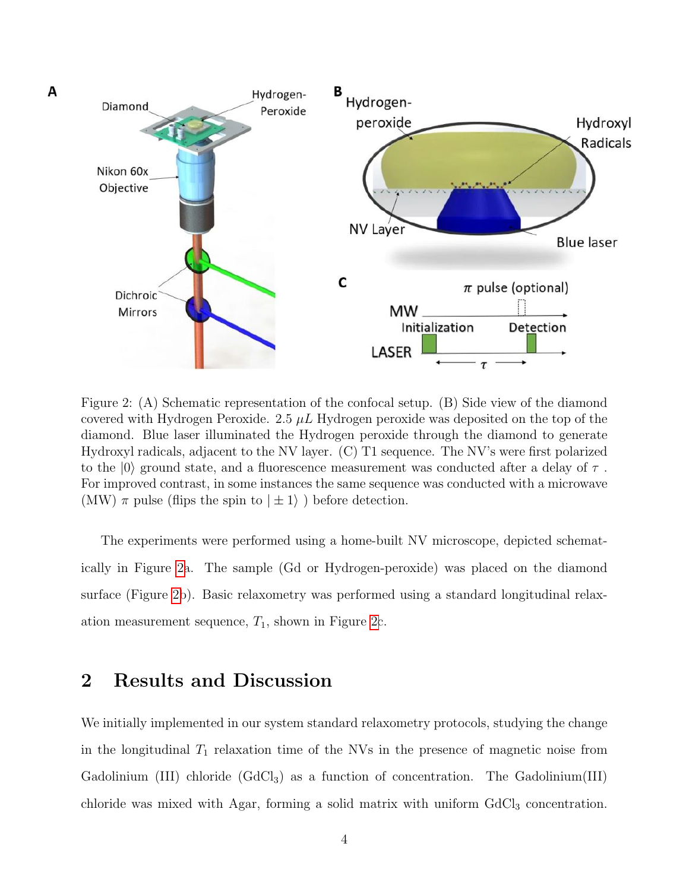Figure 2: (A) Schematic representation of the confocal setup. (B) Side view of the diamond covered with Hydrogen Peroxide. 2.5 $\mu L$ Hydrogen peroxide was deposited on the top of the diamond. Blue laser illuminated the Hydrogen peroxide through the diamond to generate Hydroxyl radicals, adjacent to the NV layer. (C) T1 sequence. The NV's were first polarized to the $|0\rangle$ ground state, and a fluorescence measurement was conducted after a delay of $\tau$ . For improved contrast, in some instances the same sequence was conducted with a microwave (MW) $\pi$ pulse (flips the spin to $|\pm 1\rangle$ ) before detection.

The experiments were performed using a home-built NV microscope, depicted schematically in Figure 2a. The sample (Gd or Hydrogen-peroxide) was placed on the diamond surface (Figure 2b). Basic relaxometry was performed using a standard longitudinal relaxation measurement sequence, $T_1$, shown in Figure 2c.

## 2 Results and Discussion

We initially implemented in our system standard relaxometry protocols, studying the change in the longitudinal $T_1$ relaxation time of the NVs in the presence of magnetic noise from Gadolinium (III) chloride ($GdCl_3$) as a function of concentration. The Gadolinium(III) chloride was mixed with Agar, forming a solid matrix with uniform $GdCl_3$ concentration.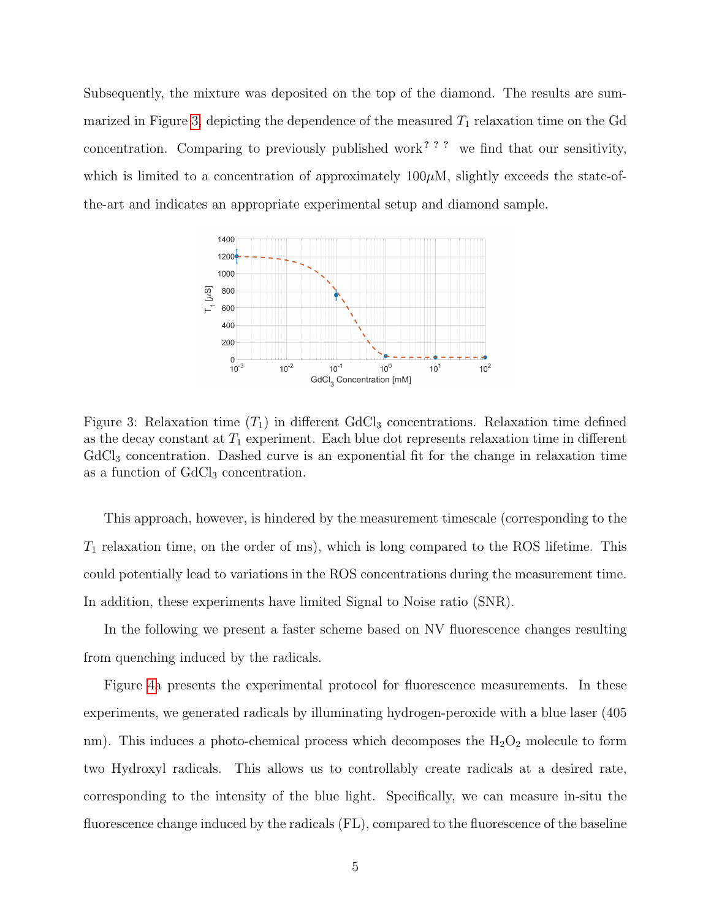Subsequently, the mixture was deposited on the top of the diamond. The results are summarized in Figure 3, depicting the dependence of the measured $T_1$ relaxation time on the Gd concentration. Comparing to previously published work[?,?,?] we find that our sensitivity, which is limited to a concentration of approximately $100\mu$M, slightly exceeds the state-of-the-art and indicates an appropriate experimental setup and diamond sample.

Figure 3: Relaxation time ($T_1$) in different $GdCl_3$ concentrations. Relaxation time defined as the decay constant at $T_1$ experiment. Each blue dot represents relaxation time in different $GdCl_3$ concentration. Dashed curve is an exponential fit for the change in relaxation time as a function of $GdCl_3$ concentration.

This approach, however, is hindered by the measurement timescale (corresponding to the $T_1$ relaxation time, on the order of ms), which is long compared to the ROS lifetime. This could potentially lead to variations in the ROS concentrations during the measurement time. In addition, these experiments have limited Signal to Noise ratio (SNR).

In the following we present a faster scheme based on NV fluorescence changes resulting from quenching induced by the radicals.

Figure 4a presents the experimental protocol for fluorescence measurements. In these experiments, we generated radicals by illuminating hydrogen-peroxide with a blue laser (405 nm). This induces a photo-chemical process which decomposes the $H_2O_2$ molecule to form two Hydroxyl radicals. This allows us to controllably create radicals at a desired rate, corresponding to the intensity of the blue light. Specifically, we can measure in-situ the fluorescence change induced by the radicals (FL), compared to the fluorescence of the baseline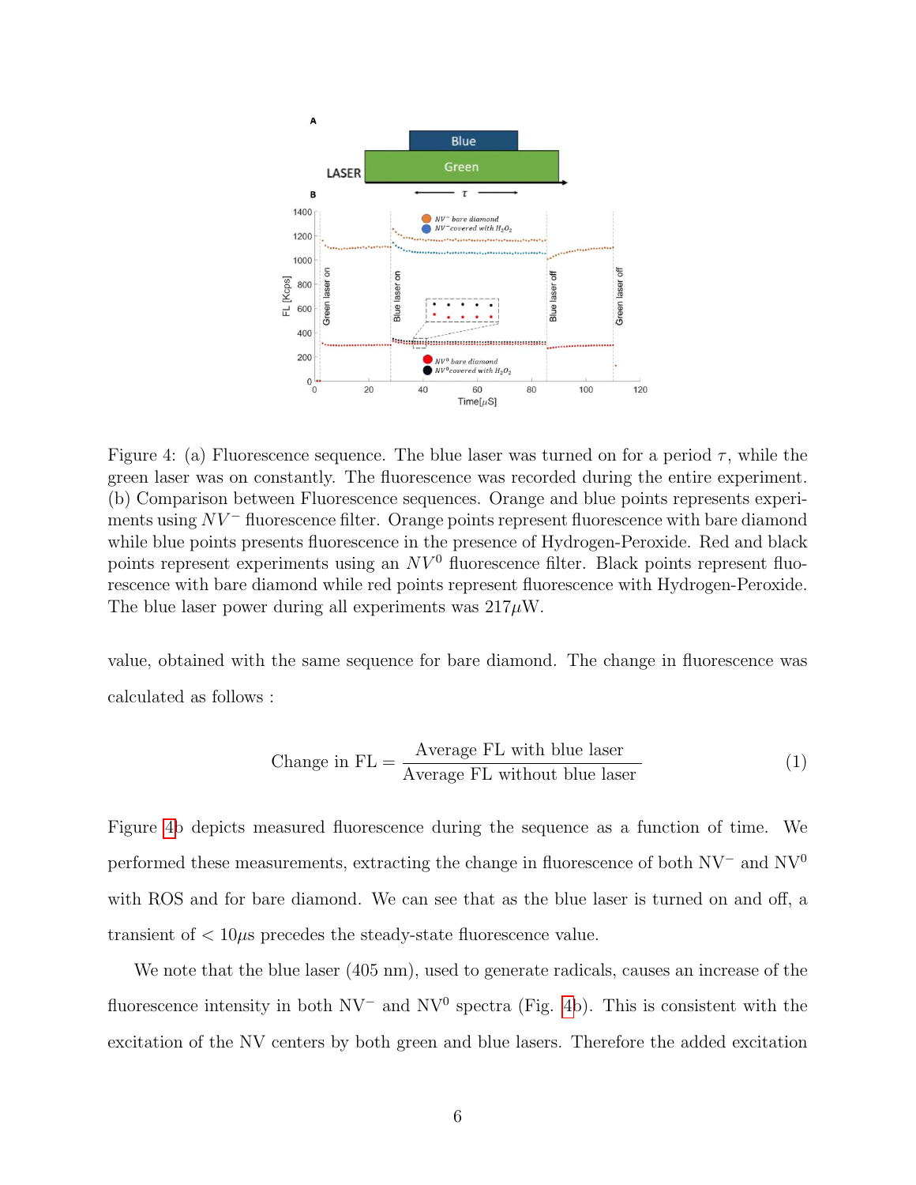Figure 4: (a) Fluorescence sequence. The blue laser was turned on for a period $\tau$, while the green laser was on constantly. The fluorescence was recorded during the entire experiment. (b) Comparison between Fluorescence sequences. Orange and blue points represents experiments using $NV^-$ fluorescence filter. Orange points represent fluorescence with bare diamond while blue points presents fluorescence in the presence of Hydrogen-Peroxide. Red and black points represent experiments using an $NV^0$ fluorescence filter. Black points represent fluorescence with bare diamond while red points represent fluorescence with Hydrogen-Peroxide. The blue laser power during all experiments was 217$\mu$W.

value, obtained with the same sequence for bare diamond. The change in fluorescence was calculated as follows :

$$\text{Change in FL} = \frac{\text{Average FL with blue laser}}{\text{Average FL without blue laser}} \tag{1}$$

Figure 4b depicts measured fluorescence during the sequence as a function of time. We performed these measurements, extracting the change in fluorescence of both $NV^-$ and $NV^0$ with ROS and for bare diamond. We can see that as the blue laser is turned on and off, a transient of $< 10\mu s$ precedes the steady-state fluorescence value.

We note that the blue laser (405 nm), used to generate radicals, causes an increase of the fluorescence intensity in both $NV^-$ and $NV^0$ spectra (Fig. 4b). This is consistent with the excitation of the NV centers by both green and blue lasers. Therefore the added excitation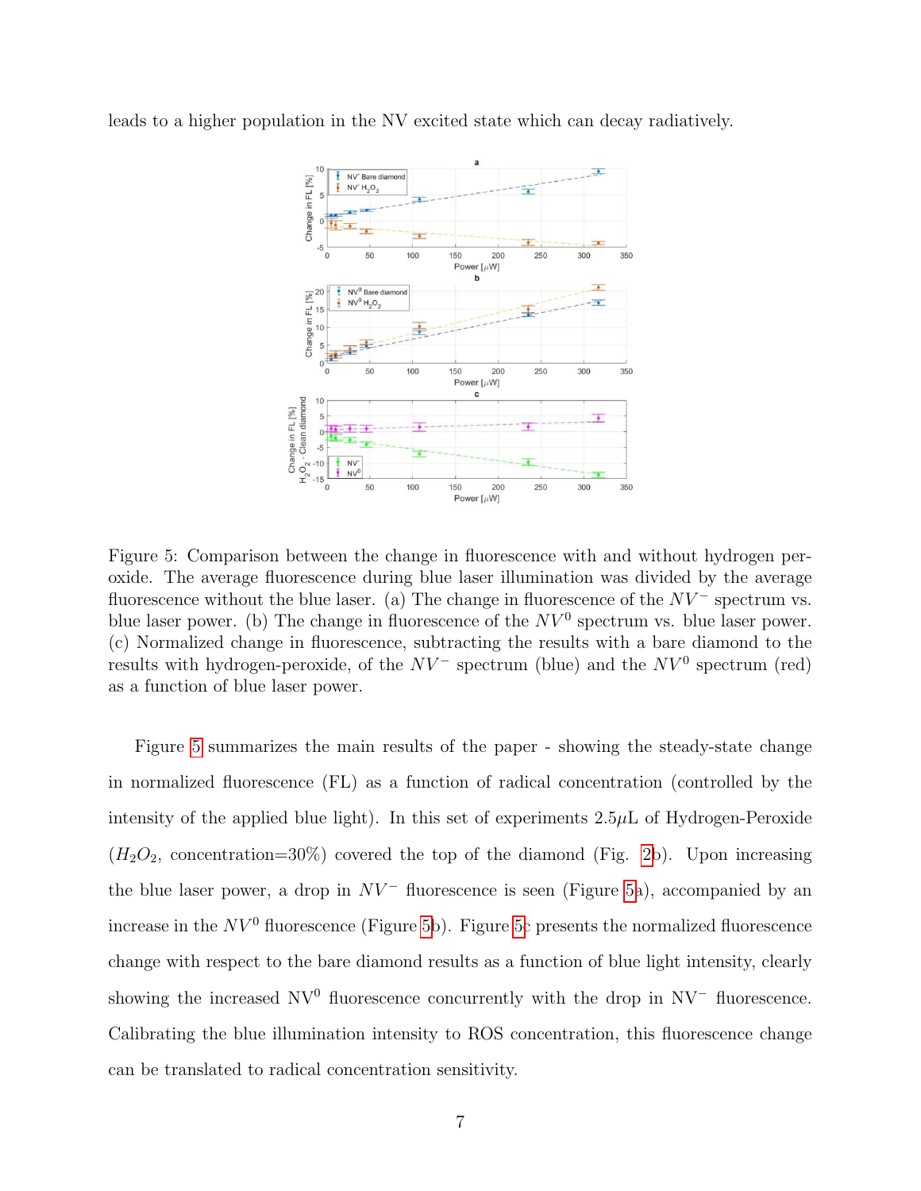leads to a higher population in the NV excited state which can decay radiatively.

Figure 5: Comparison between the change in fluorescence with and without hydrogen peroxide. The average fluorescence during blue laser illumination was divided by the average fluorescence without the blue laser. (a) The change in fluorescence of the $NV^-$ spectrum vs. blue laser power. (b) The change in fluorescence of the $NV^0$ spectrum vs. blue laser power. (c) Normalized change in fluorescence, subtracting the results with a bare diamond to the results with hydrogen-peroxide, of the $NV^-$ spectrum (blue) and the $NV^0$ spectrum (red) as a function of blue laser power.

Figure 5 summarizes the main results of the paper - showing the steady-state change in normalized fluorescence (FL) as a function of radical concentration (controlled by the intensity of the applied blue light). In this set of experiments 2.5$\mu$L of Hydrogen-Peroxide ($H_2O_2$, concentration=30%) covered the top of the diamond (Fig. 2b). Upon increasing the blue laser power, a drop in $NV^-$ fluorescence is seen (Figure 5a), accompanied by an increase in the $NV^0$ fluorescence (Figure 5b). Figure 5c presents the normalized fluorescence change with respect to the bare diamond results as a function of blue light intensity, clearly showing the increased $NV^0$ fluorescence concurrently with the drop in $NV^-$ fluorescence. Calibrating the blue illumination intensity to ROS concentration, this fluorescence change can be translated to radical concentration sensitivity.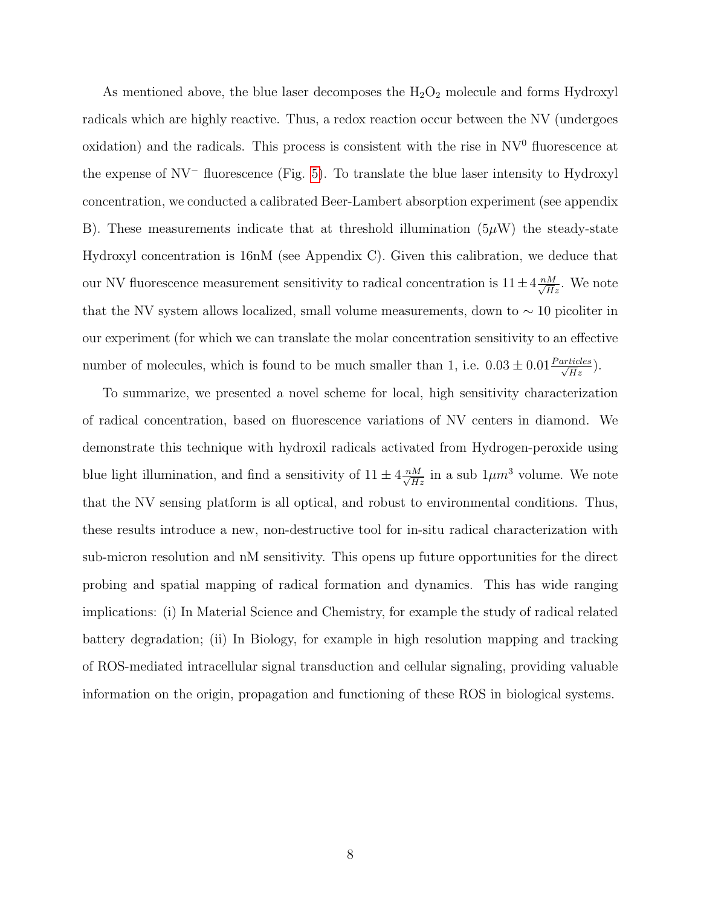As mentioned above, the blue laser decomposes the $H_2O_2$ molecule and forms Hydroxyl radicals which are highly reactive. Thus, a redox reaction occur between the NV (undergoes oxidation) and the radicals. This process is consistent with the rise in $NV^0$ fluorescence at the expense of $NV^-$ fluorescence (Fig. 5). To translate the blue laser intensity to Hydroxyl concentration, we conducted a calibrated Beer-Lambert absorption experiment (see appendix B). These measurements indicate that at threshold illumination ($5\mu$W) the steady-state Hydroxyl concentration is 16nM (see Appendix C). Given this calibration, we deduce that our NV fluorescence measurement sensitivity to radical concentration is $11 \pm 4 \frac{nM}{\sqrt{Hz}}$. We note that the NV system allows localized, small volume measurements, down to $\sim 10$ picoliter in our experiment (for which we can translate the molar concentration sensitivity to an effective number of molecules, which is found to be much smaller than 1, i.e. $0.03 \pm 0.01 \frac{Particles}{\sqrt{Hz}}$).

To summarize, we presented a novel scheme for local, high sensitivity characterization of radical concentration, based on fluorescence variations of NV centers in diamond. We demonstrate this technique with hydroxil radicals activated from Hydrogen-peroxide using blue light illumination, and find a sensitivity of $11 \pm 4 \frac{nM}{\sqrt{Hz}}$ in a sub $1\mu m^3$ volume. We note that the NV sensing platform is all optical, and robust to environmental conditions. Thus, these results introduce a new, non-destructive tool for in-situ radical characterization with sub-micron resolution and nM sensitivity. This opens up future opportunities for the direct probing and spatial mapping of radical formation and dynamics. This has wide ranging implications: (i) In Material Science and Chemistry, for example the study of radical related battery degradation; (ii) In Biology, for example in high resolution mapping and tracking of ROS-mediated intracellular signal transduction and cellular signaling, providing valuable information on the origin, propagation and functioning of these ROS in biological systems.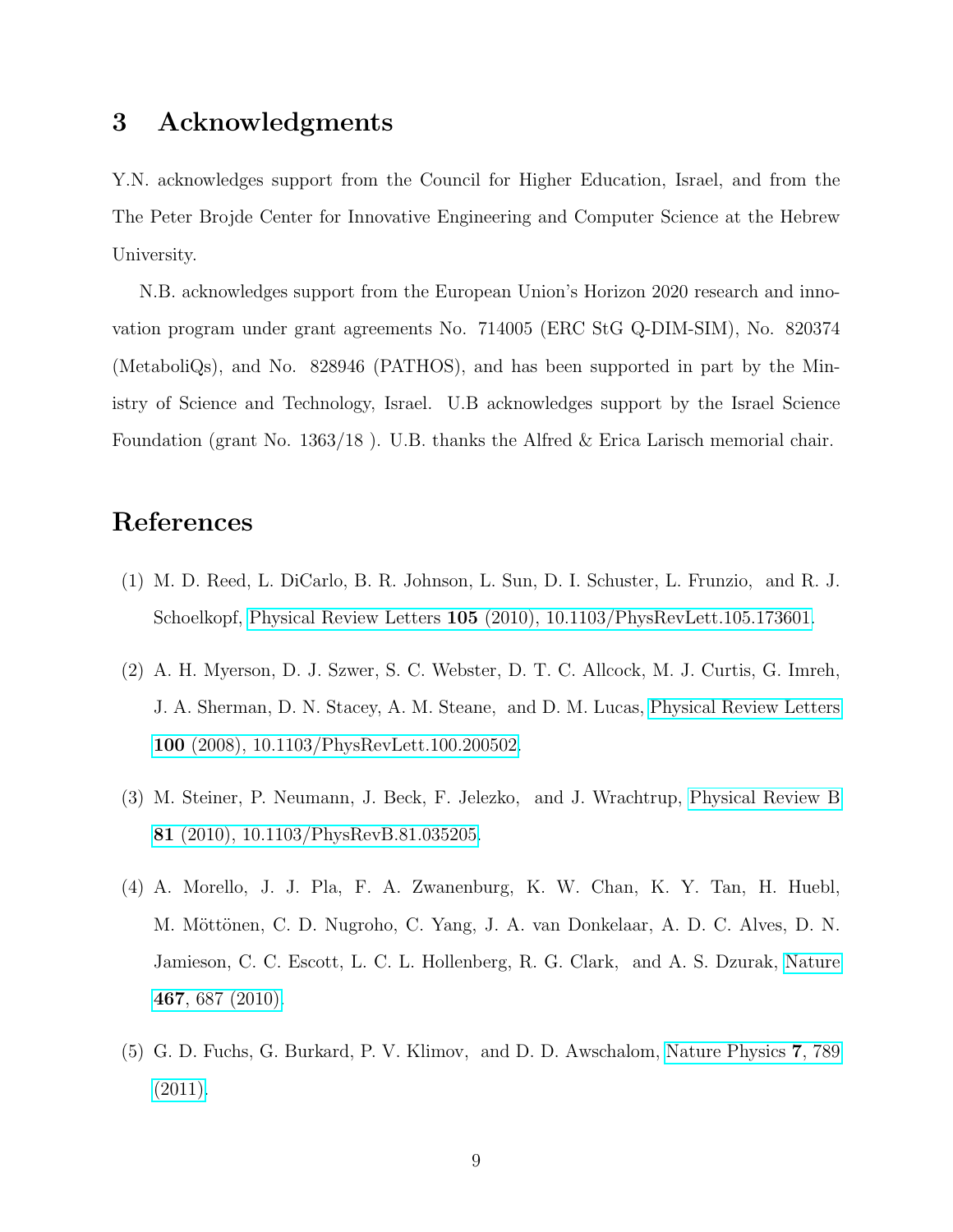## 3 Acknowledgments

Y.N. acknowledges support from the Council for Higher Education, Israel, and from the The Peter Brojde Center for Innovative Engineering and Computer Science at the Hebrew University.

N.B. acknowledges support from the European Union's Horizon 2020 research and innovation program under grant agreements No. 714005 (ERC StG Q-DIM-SIM), No. 820374 (MetaboliQs), and No. 828946 (PATHOS), and has been supported in part by the Ministry of Science and Technology, Israel. U.B acknowledges support by the Israel Science Foundation (grant No. 1363/18 ). U.B. thanks the Alfred & Erica Larisch memorial chair.

## References

(1) M. D. Reed, L. DiCarlo, B. R. Johnson, L. Sun, D. I. Schuster, L. Frunzio, and R. J. Schoelkopf, Physical Review Letters **105** (2010), 10.1103/PhysRevLett.105.173601.

(2) A. H. Myerson, D. J. Szwer, S. C. Webster, D. T. C. Allcock, M. J. Curtis, G. Imreh, J. A. Sherman, D. N. Stacey, A. M. Steane, and D. M. Lucas, Physical Review Letters **100** (2008), 10.1103/PhysRevLett.100.200502.

(3) M. Steiner, P. Neumann, J. Beck, F. Jelezko, and J. Wrachtrup, Physical Review B **81** (2010), 10.1103/PhysRevB.81.035205.

(4) A. Morello, J. J. Pla, F. A. Zwanenburg, K. W. Chan, K. Y. Tan, H. Huebl, M. Möttönen, C. D. Nugroho, C. Yang, J. A. van Donkelaar, A. D. C. Alves, D. N. Jamieson, C. C. Escott, L. C. L. Hollenberg, R. G. Clark, and A. S. Dzurak, Nature **467**, 687 (2010).

(5) G. D. Fuchs, G. Burkard, P. V. Klimov, and D. D. Awschalom, Nature Physics **7**, 789 (2011).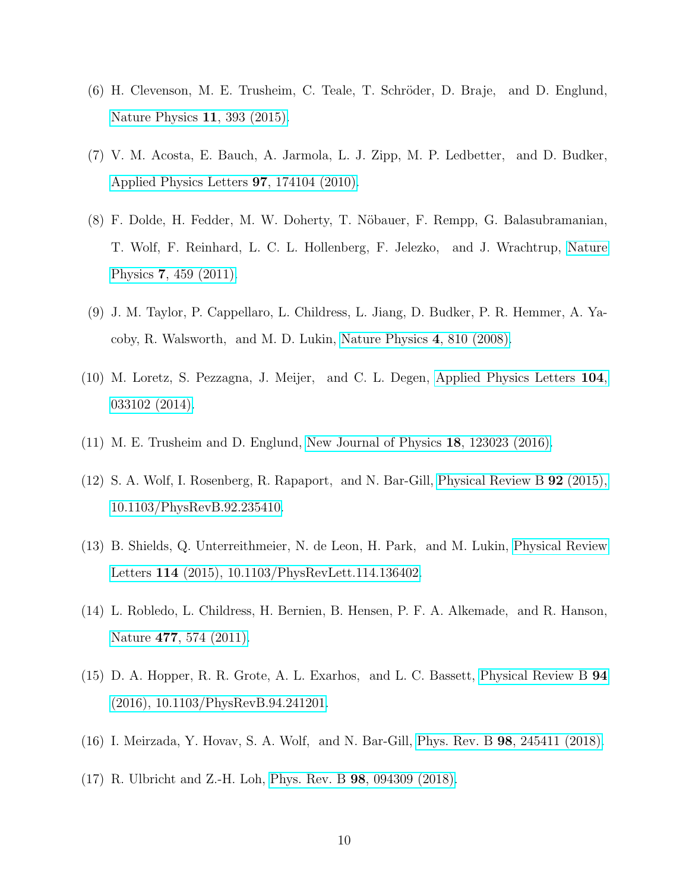(6) H. Clevenson, M. E. Trusheim, C. Teale, T. Schröder, D. Braje, and D. Englund, Nature Physics **11**, 393 (2015).

(7) V. M. Acosta, E. Bauch, A. Jarmola, L. J. Zipp, M. P. Ledbetter, and D. Budker, Applied Physics Letters **97**, 174104 (2010).

(8) F. Dolde, H. Fedder, M. W. Doherty, T. Nöbauer, F. Rempp, G. Balasubramanian, T. Wolf, F. Reinhard, L. C. L. Hollenberg, F. Jelezko, and J. Wrachtrup, Nature Physics **7**, 459 (2011).

(9) J. M. Taylor, P. Cappellaro, L. Childress, L. Jiang, D. Budker, P. R. Hemmer, A. Yacoby, R. Walsworth, and M. D. Lukin, Nature Physics **4**, 810 (2008).

(10) M. Loretz, S. Pezzagna, J. Meijer, and C. L. Degen, Applied Physics Letters **104**, 033102 (2014).

(11) M. E. Trusheim and D. Englund, New Journal of Physics **18**, 123023 (2016).

(12) S. A. Wolf, I. Rosenberg, R. Rapaport, and N. Bar-Gill, Physical Review B **92** (2015), 10.1103/PhysRevB.92.235410.

(13) B. Shields, Q. Unterreithmeier, N. de Leon, H. Park, and M. Lukin, Physical Review Letters **114** (2015), 10.1103/PhysRevLett.114.136402.

(14) L. Robledo, L. Childress, H. Bernien, B. Hensen, P. F. A. Alkemade, and R. Hanson, Nature **477**, 574 (2011).

(15) D. A. Hopper, R. R. Grote, A. L. Exarhos, and L. C. Bassett, Physical Review B **94** (2016), 10.1103/PhysRevB.94.241201.

(16) I. Meirzada, Y. Hovav, S. A. Wolf, and N. Bar-Gill, Phys. Rev. B **98**, 245411 (2018).

(17) R. Ulbricht and Z.-H. Loh, Phys. Rev. B **98**, 094309 (2018).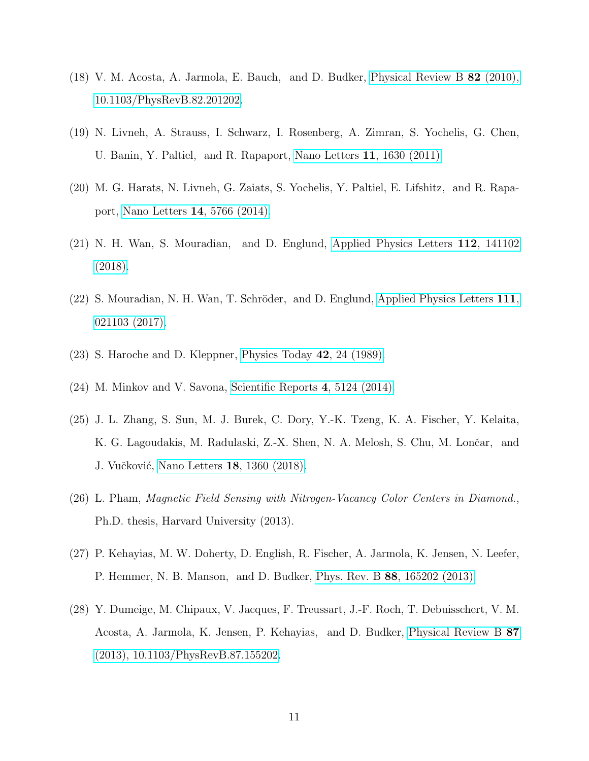(18) V. M. Acosta, A. Jarmola, E. Bauch, and D. Budker, Physical Review B **82** (2010), 10.1103/PhysRevB.82.201202.

(19) N. Livneh, A. Strauss, I. Schwarz, I. Rosenberg, A. Zimran, S. Yochelis, G. Chen, U. Banin, Y. Paltiel, and R. Rapaport, Nano Letters **11**, 1630 (2011).

(20) M. G. Harats, N. Livneh, G. Zaiats, S. Yochelis, Y. Paltiel, E. Lifshitz, and R. Rapaport, Nano Letters **14**, 5766 (2014).

(21) N. H. Wan, S. Mouradian, and D. Englund, Applied Physics Letters **112**, 141102 (2018).

(22) S. Mouradian, N. H. Wan, T. Schröder, and D. Englund, Applied Physics Letters **111**, 021103 (2017).

(23) S. Haroche and D. Kleppner, Physics Today **42**, 24 (1989).

(24) M. Minkov and V. Savona, Scientific Reports **4**, 5124 (2014).

(25) J. L. Zhang, S. Sun, M. J. Burek, C. Dory, Y.-K. Tzeng, K. A. Fischer, Y. Kelaita, K. G. Lagoudakis, M. Radulaski, Z.-X. Shen, N. A. Melosh, S. Chu, M. Lončar, and J. Vučković, Nano Letters **18**, 1360 (2018).

(26) L. Pham, *Magnetic Field Sensing with Nitrogen-Vacancy Color Centers in Diamond.*, Ph.D. thesis, Harvard University (2013).

(27) P. Kehayias, M. W. Doherty, D. English, R. Fischer, A. Jarmola, K. Jensen, N. Leefer, P. Hemmer, N. B. Manson, and D. Budker, Phys. Rev. B **88**, 165202 (2013).

(28) Y. Dumeige, M. Chipaux, V. Jacques, F. Treussart, J.-F. Roch, T. Debuisschert, V. M. Acosta, A. Jarmola, K. Jensen, P. Kehayias, and D. Budker, Physical Review B **87** (2013), 10.1103/PhysRevB.87.155202.